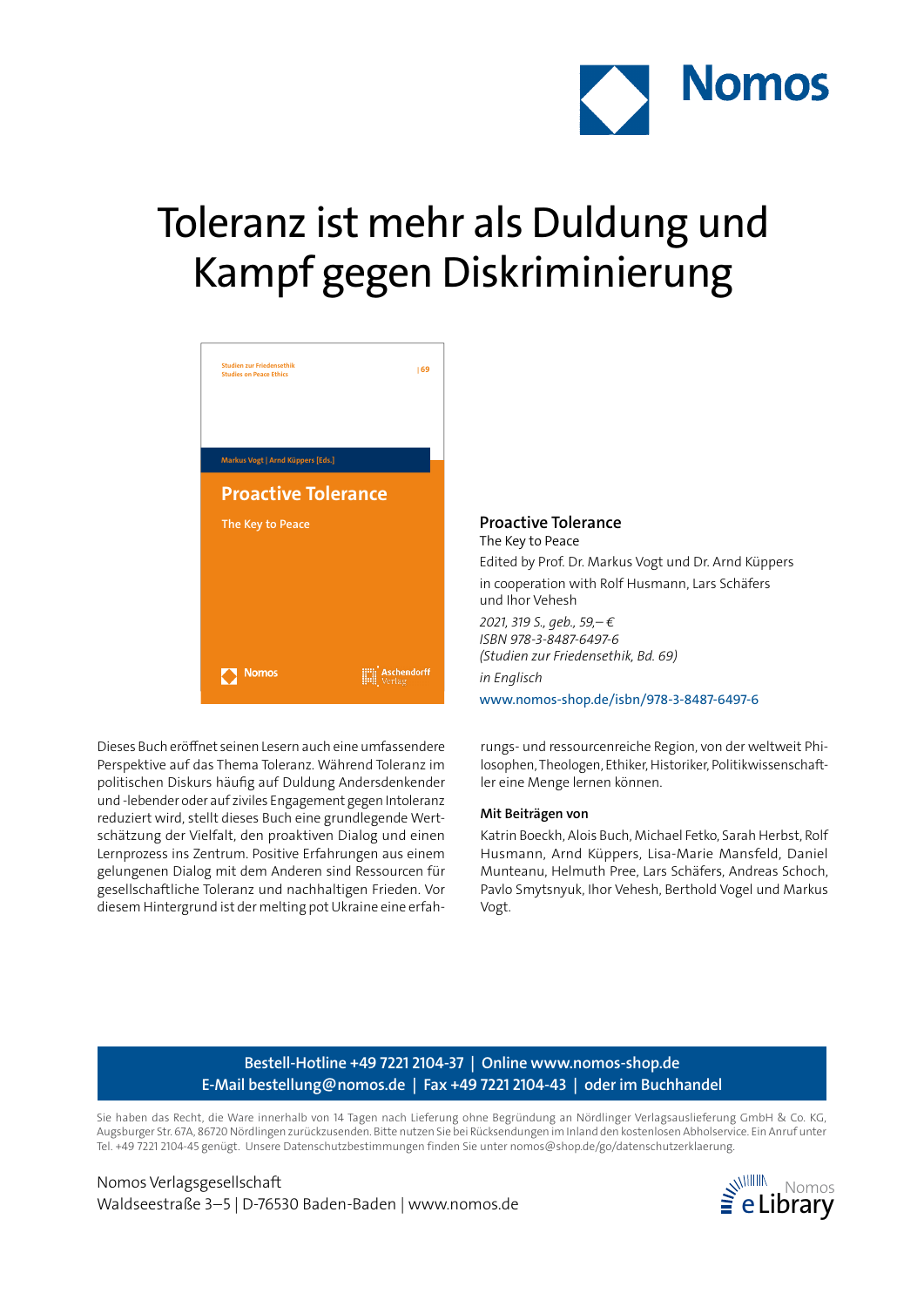# Toleranz ist mehr als Duldung und Kampf gegen Diskriminierung

**Proactive Tolerance**
The Key to Peace
Edited by Prof. Dr. Markus Vogt und Dr. Arnd Küppers
in cooperation with Rolf Husmann, Lars Schäfers und Ihor Vehesh
*2021, 319 S., geb., 59,– €*
*ISBN 978-3-8487-6497-6*
*(Studien zur Friedensethik, Bd. 69)*
*in Englisch*
www.nomos-shop.de/isbn/978-3-8487-6497-6

Dieses Buch eröffnet seinen Lesern auch eine umfassendere Perspektive auf das Thema Toleranz. Während Toleranz im politischen Diskurs häufig auf Duldung Andersdenkender und -lebender oder auf ziviles Engagement gegen Intoleranz reduziert wird, stellt dieses Buch eine grundlegende Wertschätzung der Vielfalt, den proaktiven Dialog und einen Lernprozess ins Zentrum. Positive Erfahrungen aus einem gelungenen Dialog mit dem Anderen sind Ressourcen für gesellschaftliche Toleranz und nachhaltigen Frieden. Vor diesem Hintergrund ist der melting pot Ukraine eine erfahrungs- und ressourcenreiche Region, von der weltweit Philosophen, Theologen, Ethiker, Historiker, Politikwissenschaftler eine Menge lernen können.

**Mit Beiträgen von**

Katrin Boeckh, Alois Buch, Michael Fetko, Sarah Herbst, Rolf Husmann, Arnd Küppers, Lisa-Marie Mansfeld, Daniel Munteanu, Helmuth Pree, Lars Schäfers, Andreas Schoch, Pavlo Smytsnyuk, Ihor Vehesh, Berthold Vogel und Markus Vogt.

**Bestell-Hotline +49 7221 2104-37 | Online www.nomos-shop.de**
**E-Mail bestellung@nomos.de | Fax +49 7221 2104-43 | oder im Buchhandel**

Sie haben das Recht, die Ware innerhalb von 14 Tagen nach Lieferung ohne Begründung an Nördlinger Verlagsauslieferung GmbH & Co. KG, Augsburger Str. 67A, 86720 Nördlingen zurückzusenden. Bitte nutzen Sie bei Rücksendungen im Inland den kostenlosen Abholservice. Ein Anruf unter Tel. +49 7221 2104-45 genügt. Unsere Datenschutzbestimmungen finden Sie unter nomos@shop.de/go/datenschutzerklaerung.

Nomos Verlagsgesellschaft
Waldseestraße 3–5 | D-76530 Baden-Baden | www.nomos.de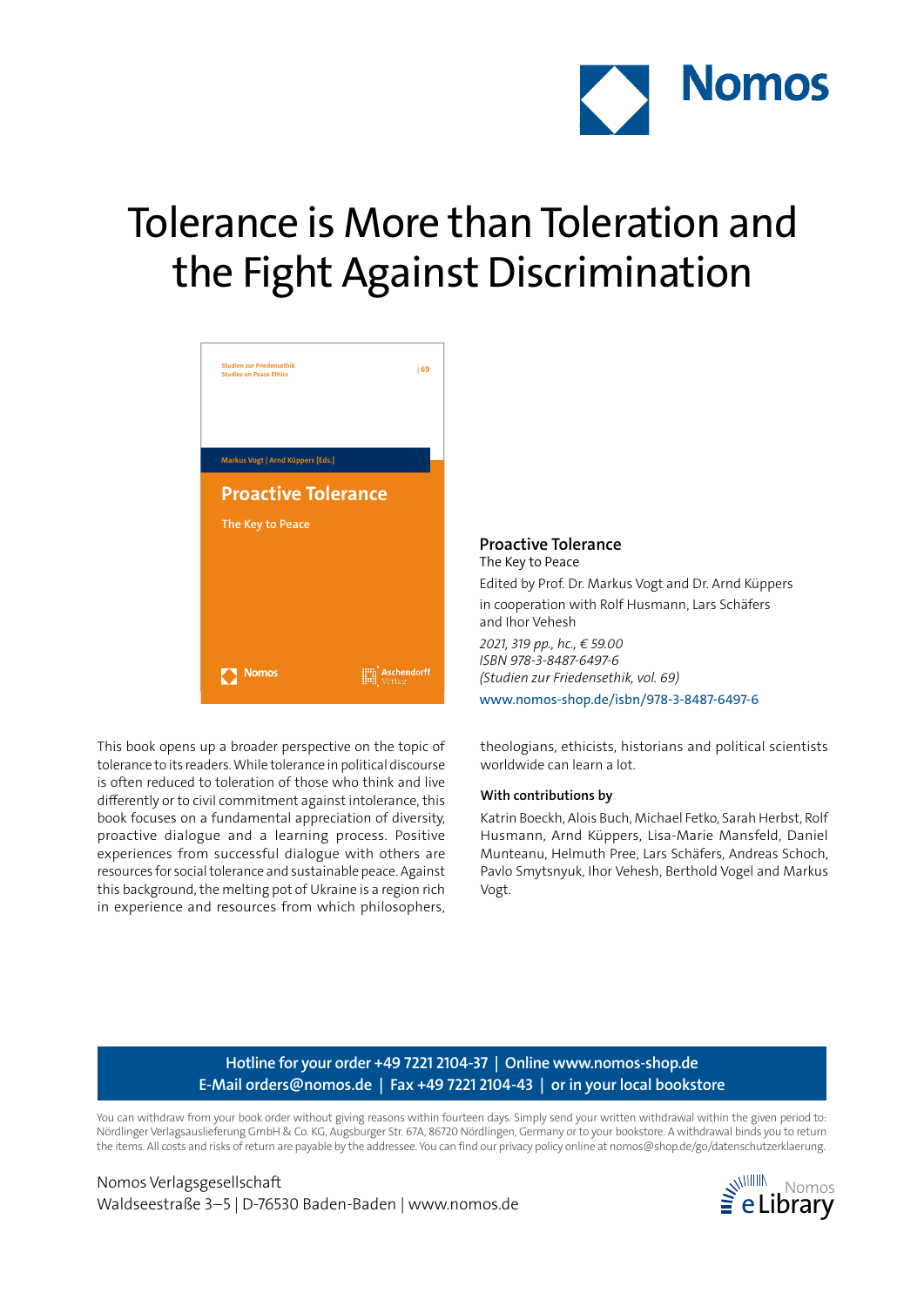Nomos

# Tolerance is More than Toleration and the Fight Against Discrimination

Studien zur Friedensethik
Studies on Peace Ethics | 69

Markus Vogt | Arnd Küppers [Eds.]

Proactive Tolerance

The Key to Peace

Nomos Aschendorff Verlag

**Proactive Tolerance**
The Key to Peace
Edited by Prof. Dr. Markus Vogt and Dr. Arnd Küppers
in cooperation with Rolf Husmann, Lars Schäfers
and Ihor Vehesh
*2021, 319 pp., hc., € 59.00*
*ISBN 978-3-8487-6497-6*
*(Studien zur Friedensethik, vol. 69)*
www.nomos-shop.de/isbn/978-3-8487-6497-6

This book opens up a broader perspective on the topic of tolerance to its readers. While tolerance in political discourse is often reduced to toleration of those who think and live differently or to civil commitment against intolerance, this book focuses on a fundamental appreciation of diversity, proactive dialogue and a learning process. Positive experiences from successful dialogue with others are resources for social tolerance and sustainable peace. Against this background, the melting pot of Ukraine is a region rich in experience and resources from which philosophers, theologians, ethicists, historians and political scientists worldwide can learn a lot.

**With contributions by**

Katrin Boeckh, Alois Buch, Michael Fetko, Sarah Herbst, Rolf Husmann, Arnd Küppers, Lisa-Marie Mansfeld, Daniel Munteanu, Helmuth Pree, Lars Schäfers, Andreas Schoch, Pavlo Smytsnyuk, Ihor Vehesh, Berthold Vogel and Markus Vogt.

**Hotline for your order +49 7221 2104-37 | Online www.nomos-shop.de**
**E-Mail orders@nomos.de | Fax +49 7221 2104-43 | or in your local bookstore**

You can withdraw from your book order without giving reasons within fourteen days. Simply send your written withdrawal within the given period to: Nördlinger Verlagsauslieferung GmbH & Co. KG, Augsburger Str. 67A, 86720 Nördlingen, Germany or to your bookstore. A withdrawal binds you to return the items. All costs and risks of return are payable by the addressee. You can find our privacy policy online at nomos@shop.de/go/datenschutzerklaerung.

Nomos Verlagsgesellschaft
Waldseestraße 3–5 | D-76530 Baden-Baden | www.nomos.de

Nomos eLibrary